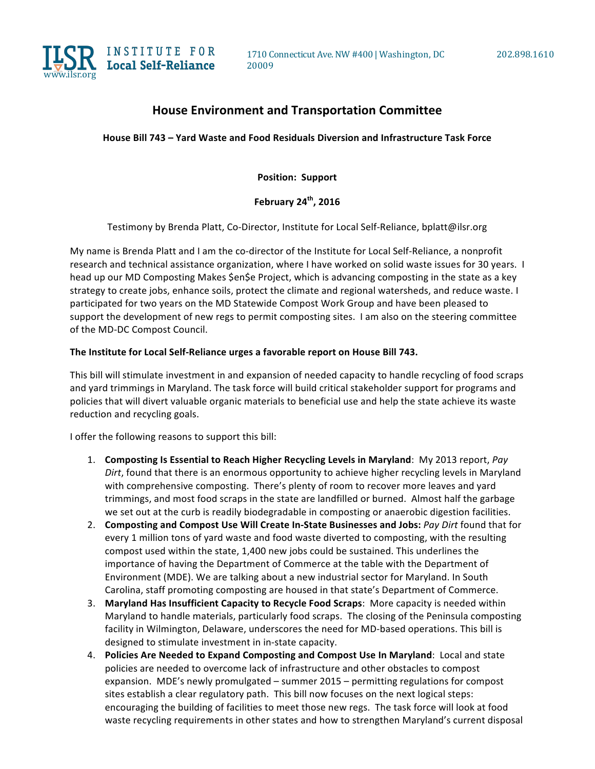INSTITUTE FOR **Local Self-Reliance** www.ilsr.org

1710 Connecticut Ave. NW #400 | Washington, DC 20009

202.898.1610

# House Environment and Transportation Committee

**House Bill 743 – Yard Waste and Food Residuals Diversion and Infrastructure Task Force**

**Position: Support**

**February 24th, 2016**

Testimony by Brenda Platt, Co-Director, Institute for Local Self-Reliance, bplatt@ilsr.org

My name is Brenda Platt and I am the co-director of the Institute for Local Self-Reliance, a nonprofit research and technical assistance organization, where I have worked on solid waste issues for 30 years. I head up our MD Composting Makes $en$e Project, which is advancing composting in the state as a key strategy to create jobs, enhance soils, protect the climate and regional watersheds, and reduce waste. I participated for two years on the MD Statewide Compost Work Group and have been pleased to support the development of new regs to permit composting sites. I am also on the steering committee of the MD-DC Compost Council.

**The Institute for Local Self-Reliance urges a favorable report on House Bill 743.**

This bill will stimulate investment in and expansion of needed capacity to handle recycling of food scraps and yard trimmings in Maryland. The task force will build critical stakeholder support for programs and policies that will divert valuable organic materials to beneficial use and help the state achieve its waste reduction and recycling goals.

I offer the following reasons to support this bill:

1. **Composting Is Essential to Reach Higher Recycling Levels in Maryland**: My 2013 report, *Pay Dirt*, found that there is an enormous opportunity to achieve higher recycling levels in Maryland with comprehensive composting. There's plenty of room to recover more leaves and yard trimmings, and most food scraps in the state are landfilled or burned. Almost half the garbage we set out at the curb is readily biodegradable in composting or anaerobic digestion facilities.
2. **Composting and Compost Use Will Create In-State Businesses and Jobs:** *Pay Dirt* found that for every 1 million tons of yard waste and food waste diverted to composting, with the resulting compost used within the state, 1,400 new jobs could be sustained. This underlines the importance of having the Department of Commerce at the table with the Department of Environment (MDE). We are talking about a new industrial sector for Maryland. In South Carolina, staff promoting composting are housed in that state's Department of Commerce.
3. **Maryland Has Insufficient Capacity to Recycle Food Scraps**: More capacity is needed within Maryland to handle materials, particularly food scraps. The closing of the Peninsula composting facility in Wilmington, Delaware, underscores the need for MD-based operations. This bill is designed to stimulate investment in in-state capacity.
4. **Policies Are Needed to Expand Composting and Compost Use In Maryland**: Local and state policies are needed to overcome lack of infrastructure and other obstacles to compost expansion. MDE's newly promulgated – summer 2015 – permitting regulations for compost sites establish a clear regulatory path. This bill now focuses on the next logical steps: encouraging the building of facilities to meet those new regs. The task force will look at food waste recycling requirements in other states and how to strengthen Maryland's current disposal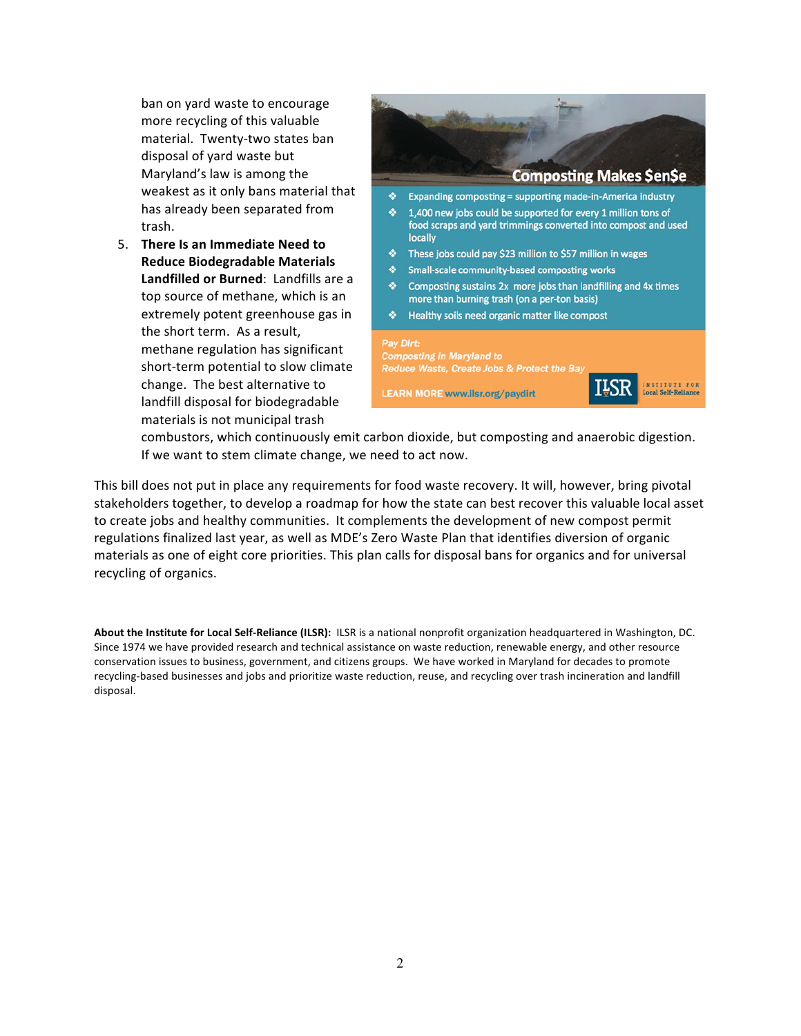ban on yard waste to encourage more recycling of this valuable material. Twenty-two states ban disposal of yard waste but Maryland's law is among the weakest as it only bans material that has already been separated from trash.

5. **There Is an Immediate Need to Reduce Biodegradable Materials Landfilled or Burned**: Landfills are a top source of methane, which is an extremely potent greenhouse gas in the short term. As a result, methane regulation has significant short-term potential to slow climate change. The best alternative to landfill disposal for biodegradable materials is not municipal trash combustors, which continuously emit carbon dioxide, but composting and anaerobic digestion. If we want to stem climate change, we need to act now.

**Composting Makes $en$e**

- Expanding composting = supporting made-in-America industry
- 1,400 new jobs could be supported for every 1 million tons of food scraps and yard trimmings converted into compost and used locally
- These jobs could pay $23 million to $57 million in wages
- Small-scale community-based composting works
- Composting sustains 2x more jobs than landfilling and 4x times more than burning trash (on a per-ton basis)
- Healthy soils need organic matter like compost

*Pay Dirt:*
*Composting in Maryland to Reduce Waste, Create Jobs & Protect the Bay*

LEARN MORE www.ilsr.org/paydirt

ILSR INSTITUTE FOR Local Self-Reliance

This bill does not put in place any requirements for food waste recovery. It will, however, bring pivotal stakeholders together, to develop a roadmap for how the state can best recover this valuable local asset to create jobs and healthy communities. It complements the development of new compost permit regulations finalized last year, as well as MDE's Zero Waste Plan that identifies diversion of organic materials as one of eight core priorities. This plan calls for disposal bans for organics and for universal recycling of organics.

**About the Institute for Local Self-Reliance (ILSR):** ILSR is a national nonprofit organization headquartered in Washington, DC. Since 1974 we have provided research and technical assistance on waste reduction, renewable energy, and other resource conservation issues to business, government, and citizens groups. We have worked in Maryland for decades to promote recycling-based businesses and jobs and prioritize waste reduction, reuse, and recycling over trash incineration and landfill disposal.